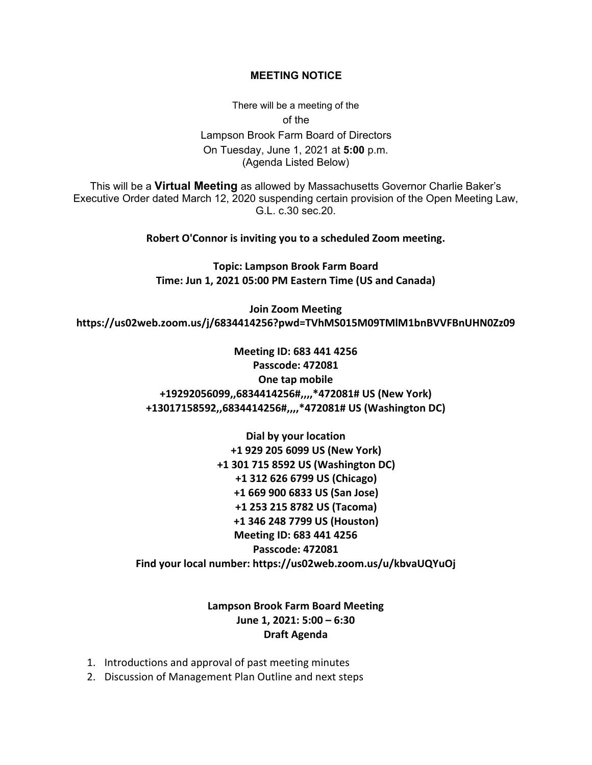## MEETING NOTICE

There will be a meeting of the

of the

Lampson Brook Farm Board of Directors

On Tuesday, June 1, 2021 at **5:00** p.m.

(Agenda Listed Below)

This will be a **Virtual Meeting** as allowed by Massachusetts Governor Charlie Baker's Executive Order dated March 12, 2020 suspending certain provision of the Open Meeting Law, G.L. c.30 sec.20.

**Robert O'Connor is inviting you to a scheduled Zoom meeting.**

**Topic: Lampson Brook Farm Board**
**Time: Jun 1, 2021 05:00 PM Eastern Time (US and Canada)**

**Join Zoom Meeting**
**https://us02web.zoom.us/j/6834414256?pwd=TVhMS015M09TMlM1bnBVVFBnUHN0Zz09**

**Meeting ID: 683 441 4256**
**Passcode: 472081**
**One tap mobile**
**+19292056099,,6834414256#,,,,*472081# US (New York)**
**+13017158592,,6834414256#,,,,*472081# US (Washington DC)**

**Dial by your location**
**+1 929 205 6099 US (New York)**
**+1 301 715 8592 US (Washington DC)**
**+1 312 626 6799 US (Chicago)**
**+1 669 900 6833 US (San Jose)**
**+1 253 215 8782 US (Tacoma)**
**+1 346 248 7799 US (Houston)**
**Meeting ID: 683 441 4256**
**Passcode: 472081**
**Find your local number: https://us02web.zoom.us/u/kbvaUQYuOj**

**Lampson Brook Farm Board Meeting**
**June 1, 2021: 5:00 – 6:30**
**Draft Agenda**

1. Introductions and approval of past meeting minutes
2. Discussion of Management Plan Outline and next steps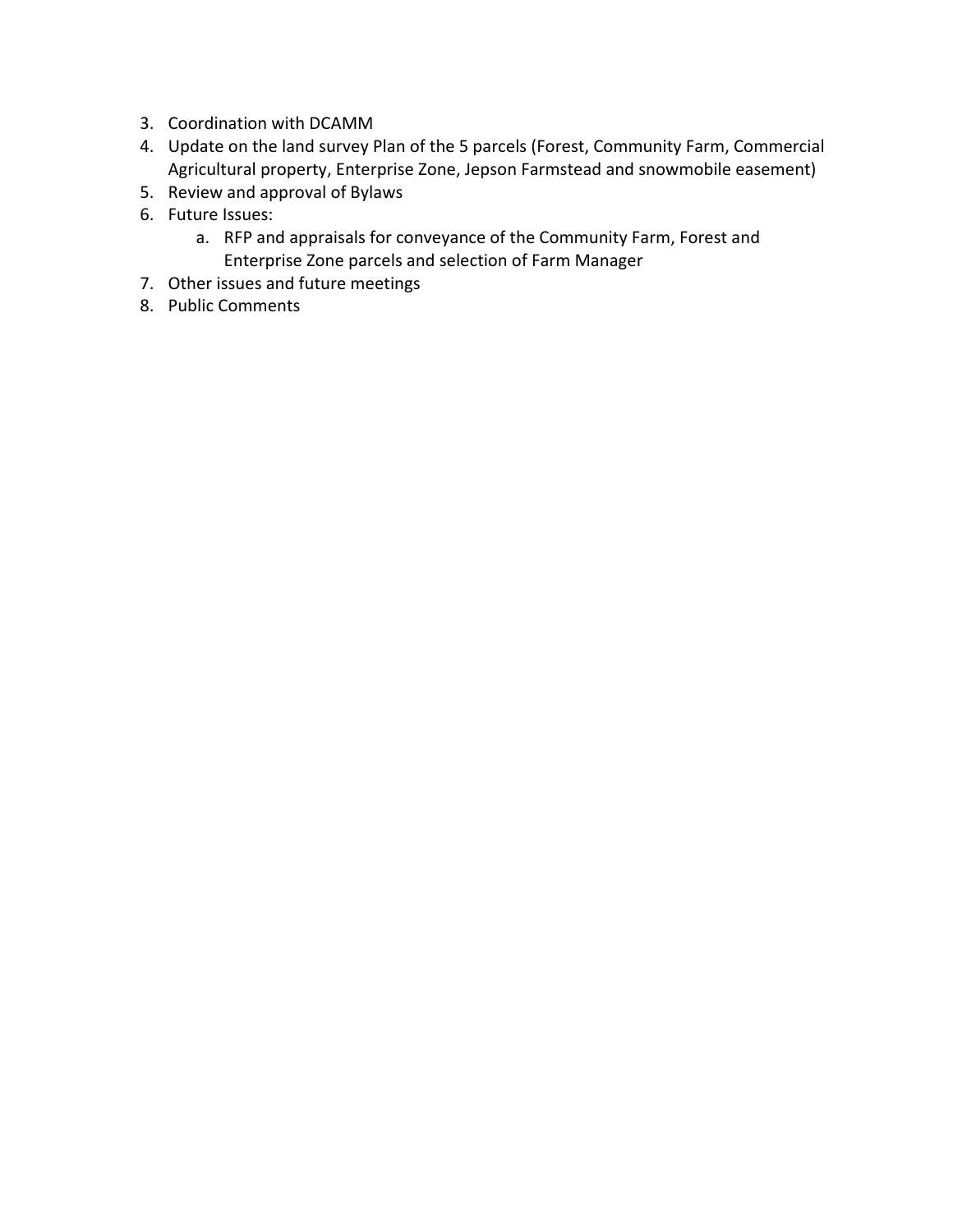3. Coordination with DCAMM
4. Update on the land survey Plan of the 5 parcels (Forest, Community Farm, Commercial Agricultural property, Enterprise Zone, Jepson Farmstead and snowmobile easement)
5. Review and approval of Bylaws
6. Future Issues:
    a. RFP and appraisals for conveyance of the Community Farm, Forest and Enterprise Zone parcels and selection of Farm Manager
7. Other issues and future meetings
8. Public Comments